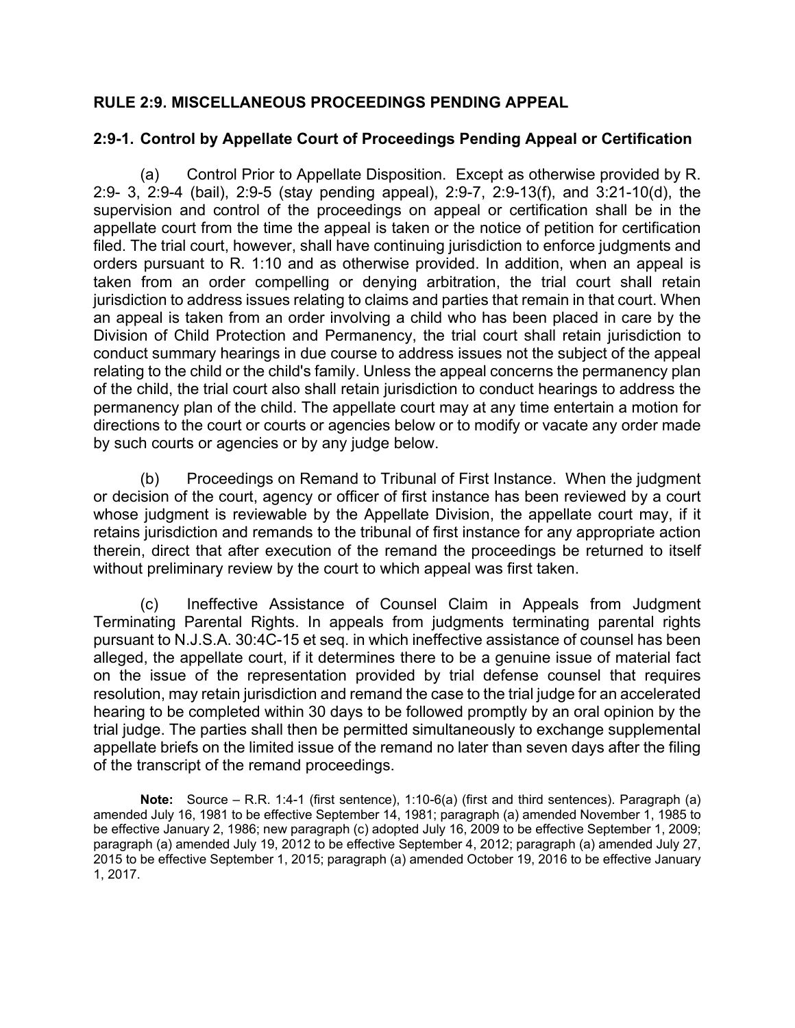## RULE 2:9. MISCELLANEOUS PROCEEDINGS PENDING APPEAL

### 2:9-1. Control by Appellate Court of Proceedings Pending Appeal or Certification

(a) Control Prior to Appellate Disposition. Except as otherwise provided by R. 2:9- 3, 2:9-4 (bail), 2:9-5 (stay pending appeal), 2:9-7, 2:9-13(f), and 3:21-10(d), the supervision and control of the proceedings on appeal or certification shall be in the appellate court from the time the appeal is taken or the notice of petition for certification filed. The trial court, however, shall have continuing jurisdiction to enforce judgments and orders pursuant to R. 1:10 and as otherwise provided. In addition, when an appeal is taken from an order compelling or denying arbitration, the trial court shall retain jurisdiction to address issues relating to claims and parties that remain in that court. When an appeal is taken from an order involving a child who has been placed in care by the Division of Child Protection and Permanency, the trial court shall retain jurisdiction to conduct summary hearings in due course to address issues not the subject of the appeal relating to the child or the child's family. Unless the appeal concerns the permanency plan of the child, the trial court also shall retain jurisdiction to conduct hearings to address the permanency plan of the child. The appellate court may at any time entertain a motion for directions to the court or courts or agencies below or to modify or vacate any order made by such courts or agencies or by any judge below.

(b) Proceedings on Remand to Tribunal of First Instance. When the judgment or decision of the court, agency or officer of first instance has been reviewed by a court whose judgment is reviewable by the Appellate Division, the appellate court may, if it retains jurisdiction and remands to the tribunal of first instance for any appropriate action therein, direct that after execution of the remand the proceedings be returned to itself without preliminary review by the court to which appeal was first taken.

(c) Ineffective Assistance of Counsel Claim in Appeals from Judgment Terminating Parental Rights. In appeals from judgments terminating parental rights pursuant to N.J.S.A. 30:4C-15 et seq. in which ineffective assistance of counsel has been alleged, the appellate court, if it determines there to be a genuine issue of material fact on the issue of the representation provided by trial defense counsel that requires resolution, may retain jurisdiction and remand the case to the trial judge for an accelerated hearing to be completed within 30 days to be followed promptly by an oral opinion by the trial judge. The parties shall then be permitted simultaneously to exchange supplemental appellate briefs on the limited issue of the remand no later than seven days after the filing of the transcript of the remand proceedings.

**Note:** Source – R.R. 1:4-1 (first sentence), 1:10-6(a) (first and third sentences). Paragraph (a) amended July 16, 1981 to be effective September 14, 1981; paragraph (a) amended November 1, 1985 to be effective January 2, 1986; new paragraph (c) adopted July 16, 2009 to be effective September 1, 2009; paragraph (a) amended July 19, 2012 to be effective September 4, 2012; paragraph (a) amended July 27, 2015 to be effective September 1, 2015; paragraph (a) amended October 19, 2016 to be effective January 1, 2017.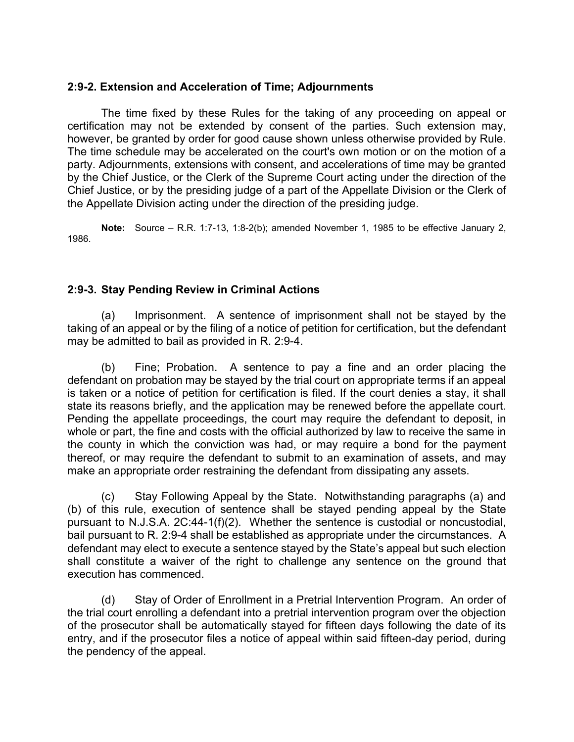### 2:9-2. Extension and Acceleration of Time; Adjournments

The time fixed by these Rules for the taking of any proceeding on appeal or certification may not be extended by consent of the parties. Such extension may, however, be granted by order for good cause shown unless otherwise provided by Rule. The time schedule may be accelerated on the court's own motion or on the motion of a party. Adjournments, extensions with consent, and accelerations of time may be granted by the Chief Justice, or the Clerk of the Supreme Court acting under the direction of the Chief Justice, or by the presiding judge of a part of the Appellate Division or the Clerk of the Appellate Division acting under the direction of the presiding judge.

**Note:** Source – R.R. 1:7-13, 1:8-2(b); amended November 1, 1985 to be effective January 2, 1986.

### 2:9-3. Stay Pending Review in Criminal Actions

(a) Imprisonment. A sentence of imprisonment shall not be stayed by the taking of an appeal or by the filing of a notice of petition for certification, but the defendant may be admitted to bail as provided in R. 2:9-4.

(b) Fine; Probation. A sentence to pay a fine and an order placing the defendant on probation may be stayed by the trial court on appropriate terms if an appeal is taken or a notice of petition for certification is filed. If the court denies a stay, it shall state its reasons briefly, and the application may be renewed before the appellate court. Pending the appellate proceedings, the court may require the defendant to deposit, in whole or part, the fine and costs with the official authorized by law to receive the same in the county in which the conviction was had, or may require a bond for the payment thereof, or may require the defendant to submit to an examination of assets, and may make an appropriate order restraining the defendant from dissipating any assets.

(c) Stay Following Appeal by the State. Notwithstanding paragraphs (a) and (b) of this rule, execution of sentence shall be stayed pending appeal by the State pursuant to N.J.S.A. 2C:44-1(f)(2). Whether the sentence is custodial or noncustodial, bail pursuant to R. 2:9-4 shall be established as appropriate under the circumstances. A defendant may elect to execute a sentence stayed by the State's appeal but such election shall constitute a waiver of the right to challenge any sentence on the ground that execution has commenced.

(d) Stay of Order of Enrollment in a Pretrial Intervention Program. An order of the trial court enrolling a defendant into a pretrial intervention program over the objection of the prosecutor shall be automatically stayed for fifteen days following the date of its entry, and if the prosecutor files a notice of appeal within said fifteen-day period, during the pendency of the appeal.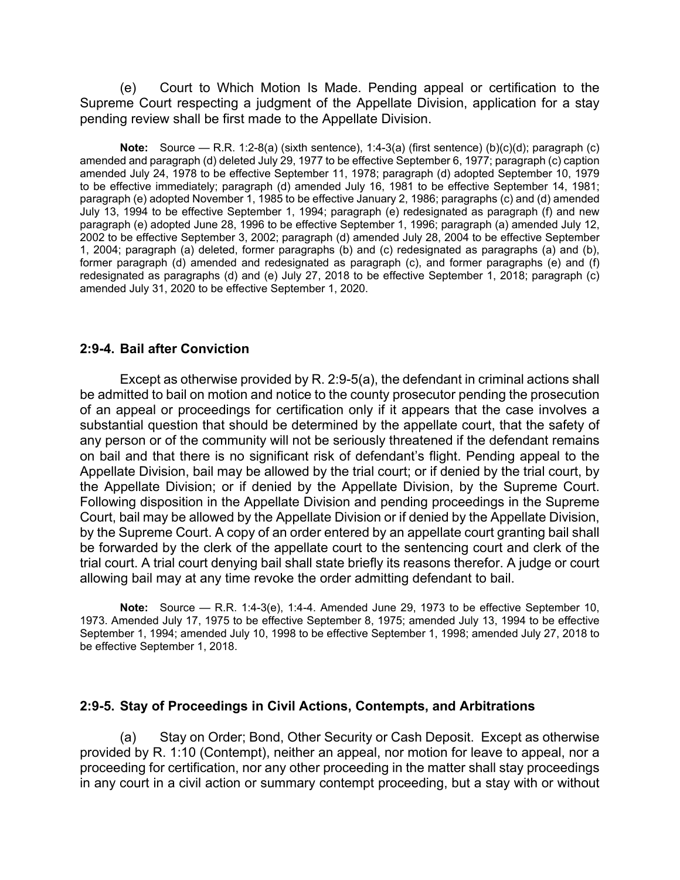(e) Court to Which Motion Is Made. Pending appeal or certification to the Supreme Court respecting a judgment of the Appellate Division, application for a stay pending review shall be first made to the Appellate Division.

**Note:** Source — R.R. 1:2-8(a) (sixth sentence), 1:4-3(a) (first sentence) (b)(c)(d); paragraph (c) amended and paragraph (d) deleted July 29, 1977 to be effective September 6, 1977; paragraph (c) caption amended July 24, 1978 to be effective September 11, 1978; paragraph (d) adopted September 10, 1979 to be effective immediately; paragraph (d) amended July 16, 1981 to be effective September 14, 1981; paragraph (e) adopted November 1, 1985 to be effective January 2, 1986; paragraphs (c) and (d) amended July 13, 1994 to be effective September 1, 1994; paragraph (e) redesignated as paragraph (f) and new paragraph (e) adopted June 28, 1996 to be effective September 1, 1996; paragraph (a) amended July 12, 2002 to be effective September 3, 2002; paragraph (d) amended July 28, 2004 to be effective September 1, 2004; paragraph (a) deleted, former paragraphs (b) and (c) redesignated as paragraphs (a) and (b), former paragraph (d) amended and redesignated as paragraph (c), and former paragraphs (e) and (f) redesignated as paragraphs (d) and (e) July 27, 2018 to be effective September 1, 2018; paragraph (c) amended July 31, 2020 to be effective September 1, 2020.

### 2:9-4. Bail after Conviction

Except as otherwise provided by R. 2:9-5(a), the defendant in criminal actions shall be admitted to bail on motion and notice to the county prosecutor pending the prosecution of an appeal or proceedings for certification only if it appears that the case involves a substantial question that should be determined by the appellate court, that the safety of any person or of the community will not be seriously threatened if the defendant remains on bail and that there is no significant risk of defendant's flight. Pending appeal to the Appellate Division, bail may be allowed by the trial court; or if denied by the trial court, by the Appellate Division; or if denied by the Appellate Division, by the Supreme Court. Following disposition in the Appellate Division and pending proceedings in the Supreme Court, bail may be allowed by the Appellate Division or if denied by the Appellate Division, by the Supreme Court. A copy of an order entered by an appellate court granting bail shall be forwarded by the clerk of the appellate court to the sentencing court and clerk of the trial court. A trial court denying bail shall state briefly its reasons therefor. A judge or court allowing bail may at any time revoke the order admitting defendant to bail.

**Note:** Source — R.R. 1:4-3(e), 1:4-4. Amended June 29, 1973 to be effective September 10, 1973. Amended July 17, 1975 to be effective September 8, 1975; amended July 13, 1994 to be effective September 1, 1994; amended July 10, 1998 to be effective September 1, 1998; amended July 27, 2018 to be effective September 1, 2018.

### 2:9-5. Stay of Proceedings in Civil Actions, Contempts, and Arbitrations

(a) Stay on Order; Bond, Other Security or Cash Deposit. Except as otherwise provided by R. 1:10 (Contempt), neither an appeal, nor motion for leave to appeal, nor a proceeding for certification, nor any other proceeding in the matter shall stay proceedings in any court in a civil action or summary contempt proceeding, but a stay with or without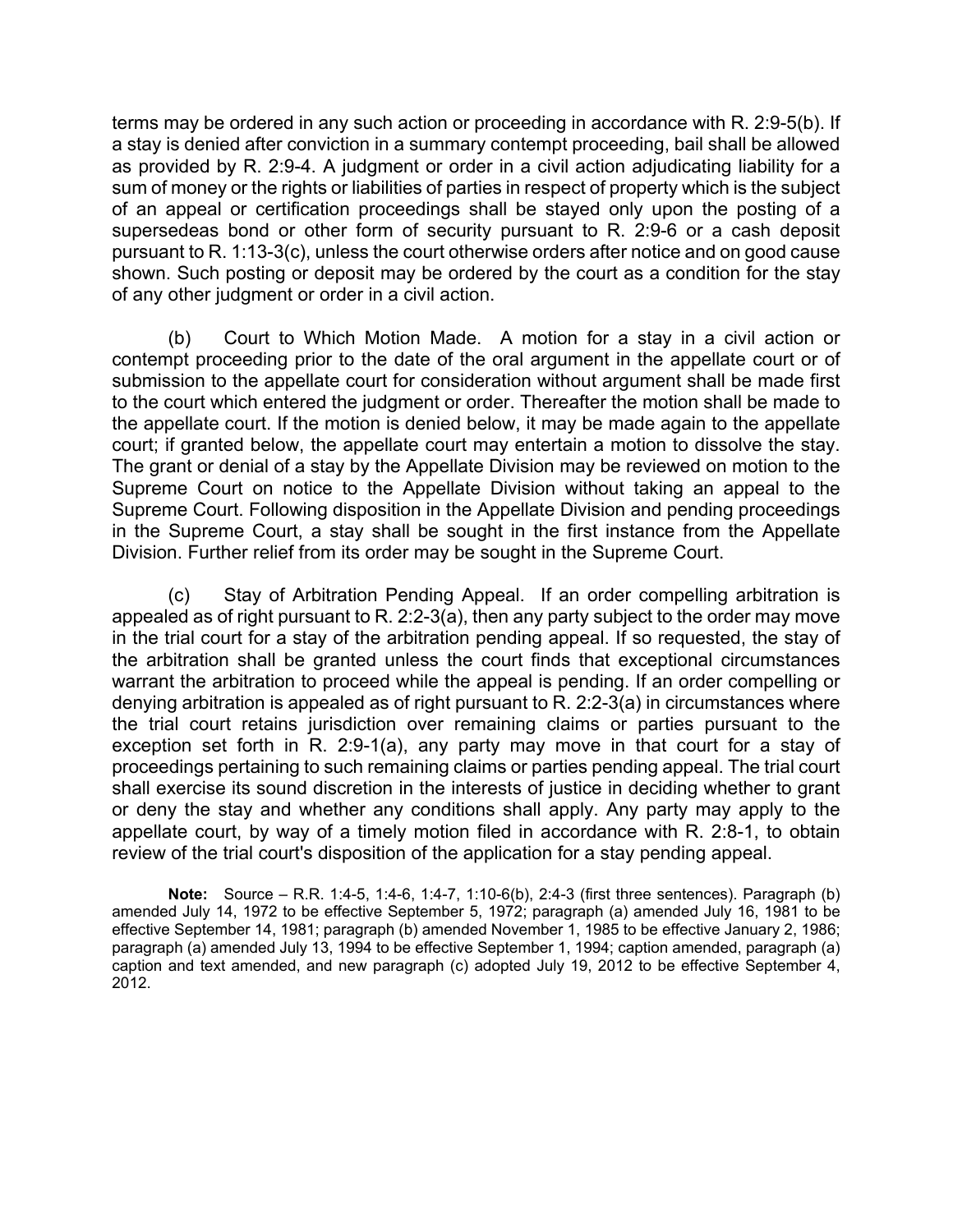terms may be ordered in any such action or proceeding in accordance with R. 2:9-5(b). If a stay is denied after conviction in a summary contempt proceeding, bail shall be allowed as provided by R. 2:9-4. A judgment or order in a civil action adjudicating liability for a sum of money or the rights or liabilities of parties in respect of property which is the subject of an appeal or certification proceedings shall be stayed only upon the posting of a supersedeas bond or other form of security pursuant to R. 2:9-6 or a cash deposit pursuant to R. 1:13-3(c), unless the court otherwise orders after notice and on good cause shown. Such posting or deposit may be ordered by the court as a condition for the stay of any other judgment or order in a civil action.

(b) Court to Which Motion Made. A motion for a stay in a civil action or contempt proceeding prior to the date of the oral argument in the appellate court or of submission to the appellate court for consideration without argument shall be made first to the court which entered the judgment or order. Thereafter the motion shall be made to the appellate court. If the motion is denied below, it may be made again to the appellate court; if granted below, the appellate court may entertain a motion to dissolve the stay. The grant or denial of a stay by the Appellate Division may be reviewed on motion to the Supreme Court on notice to the Appellate Division without taking an appeal to the Supreme Court. Following disposition in the Appellate Division and pending proceedings in the Supreme Court, a stay shall be sought in the first instance from the Appellate Division. Further relief from its order may be sought in the Supreme Court.

(c) Stay of Arbitration Pending Appeal. If an order compelling arbitration is appealed as of right pursuant to R. 2:2-3(a), then any party subject to the order may move in the trial court for a stay of the arbitration pending appeal. If so requested, the stay of the arbitration shall be granted unless the court finds that exceptional circumstances warrant the arbitration to proceed while the appeal is pending. If an order compelling or denying arbitration is appealed as of right pursuant to R. 2:2-3(a) in circumstances where the trial court retains jurisdiction over remaining claims or parties pursuant to the exception set forth in R. 2:9-1(a), any party may move in that court for a stay of proceedings pertaining to such remaining claims or parties pending appeal. The trial court shall exercise its sound discretion in the interests of justice in deciding whether to grant or deny the stay and whether any conditions shall apply. Any party may apply to the appellate court, by way of a timely motion filed in accordance with R. 2:8-1, to obtain review of the trial court's disposition of the application for a stay pending appeal.

**Note:** Source – R.R. 1:4-5, 1:4-6, 1:4-7, 1:10-6(b), 2:4-3 (first three sentences). Paragraph (b) amended July 14, 1972 to be effective September 5, 1972; paragraph (a) amended July 16, 1981 to be effective September 14, 1981; paragraph (b) amended November 1, 1985 to be effective January 2, 1986; paragraph (a) amended July 13, 1994 to be effective September 1, 1994; caption amended, paragraph (a) caption and text amended, and new paragraph (c) adopted July 19, 2012 to be effective September 4, 2012.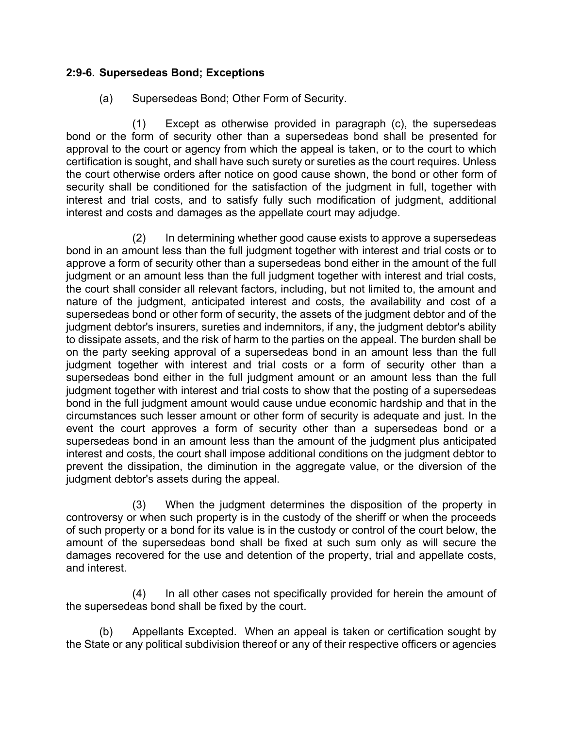### 2:9-6. Supersedeas Bond; Exceptions

(a) Supersedeas Bond; Other Form of Security.

(1) Except as otherwise provided in paragraph (c), the supersedeas bond or the form of security other than a supersedeas bond shall be presented for approval to the court or agency from which the appeal is taken, or to the court to which certification is sought, and shall have such surety or sureties as the court requires. Unless the court otherwise orders after notice on good cause shown, the bond or other form of security shall be conditioned for the satisfaction of the judgment in full, together with interest and trial costs, and to satisfy fully such modification of judgment, additional interest and costs and damages as the appellate court may adjudge.

(2) In determining whether good cause exists to approve a supersedeas bond in an amount less than the full judgment together with interest and trial costs or to approve a form of security other than a supersedeas bond either in the amount of the full judgment or an amount less than the full judgment together with interest and trial costs, the court shall consider all relevant factors, including, but not limited to, the amount and nature of the judgment, anticipated interest and costs, the availability and cost of a supersedeas bond or other form of security, the assets of the judgment debtor and of the judgment debtor's insurers, sureties and indemnitors, if any, the judgment debtor's ability to dissipate assets, and the risk of harm to the parties on the appeal. The burden shall be on the party seeking approval of a supersedeas bond in an amount less than the full judgment together with interest and trial costs or a form of security other than a supersedeas bond either in the full judgment amount or an amount less than the full judgment together with interest and trial costs to show that the posting of a supersedeas bond in the full judgment amount would cause undue economic hardship and that in the circumstances such lesser amount or other form of security is adequate and just. In the event the court approves a form of security other than a supersedeas bond or a supersedeas bond in an amount less than the amount of the judgment plus anticipated interest and costs, the court shall impose additional conditions on the judgment debtor to prevent the dissipation, the diminution in the aggregate value, or the diversion of the judgment debtor's assets during the appeal.

(3) When the judgment determines the disposition of the property in controversy or when such property is in the custody of the sheriff or when the proceeds of such property or a bond for its value is in the custody or control of the court below, the amount of the supersedeas bond shall be fixed at such sum only as will secure the damages recovered for the use and detention of the property, trial and appellate costs, and interest.

(4) In all other cases not specifically provided for herein the amount of the supersedeas bond shall be fixed by the court.

(b) Appellants Excepted. When an appeal is taken or certification sought by the State or any political subdivision thereof or any of their respective officers or agencies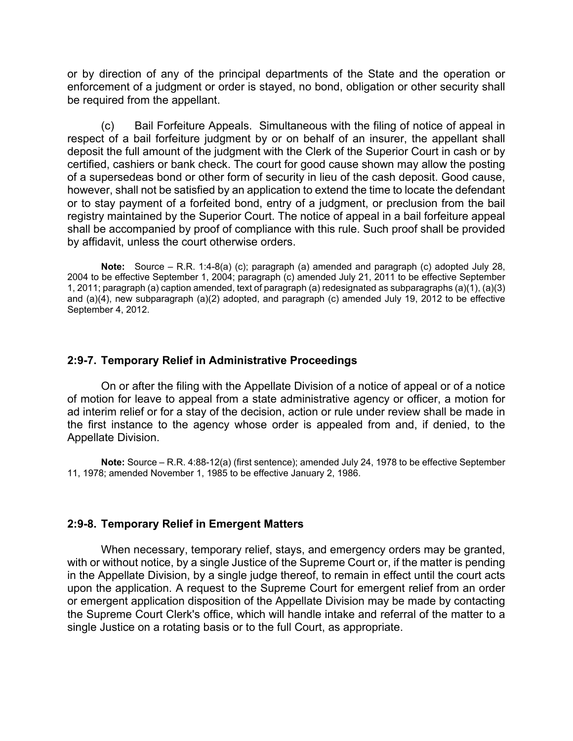or by direction of any of the principal departments of the State and the operation or enforcement of a judgment or order is stayed, no bond, obligation or other security shall be required from the appellant.

(c) Bail Forfeiture Appeals. Simultaneous with the filing of notice of appeal in respect of a bail forfeiture judgment by or on behalf of an insurer, the appellant shall deposit the full amount of the judgment with the Clerk of the Superior Court in cash or by certified, cashiers or bank check. The court for good cause shown may allow the posting of a supersedeas bond or other form of security in lieu of the cash deposit. Good cause, however, shall not be satisfied by an application to extend the time to locate the defendant or to stay payment of a forfeited bond, entry of a judgment, or preclusion from the bail registry maintained by the Superior Court. The notice of appeal in a bail forfeiture appeal shall be accompanied by proof of compliance with this rule. Such proof shall be provided by affidavit, unless the court otherwise orders.

**Note:** Source – R.R. 1:4-8(a) (c); paragraph (a) amended and paragraph (c) adopted July 28, 2004 to be effective September 1, 2004; paragraph (c) amended July 21, 2011 to be effective September 1, 2011; paragraph (a) caption amended, text of paragraph (a) redesignated as subparagraphs (a)(1), (a)(3) and (a)(4), new subparagraph (a)(2) adopted, and paragraph (c) amended July 19, 2012 to be effective September 4, 2012.

## 2:9-7. Temporary Relief in Administrative Proceedings

On or after the filing with the Appellate Division of a notice of appeal or of a notice of motion for leave to appeal from a state administrative agency or officer, a motion for ad interim relief or for a stay of the decision, action or rule under review shall be made in the first instance to the agency whose order is appealed from and, if denied, to the Appellate Division.

**Note:** Source – R.R. 4:88-12(a) (first sentence); amended July 24, 1978 to be effective September 11, 1978; amended November 1, 1985 to be effective January 2, 1986.

## 2:9-8. Temporary Relief in Emergent Matters

When necessary, temporary relief, stays, and emergency orders may be granted, with or without notice, by a single Justice of the Supreme Court or, if the matter is pending in the Appellate Division, by a single judge thereof, to remain in effect until the court acts upon the application. A request to the Supreme Court for emergent relief from an order or emergent application disposition of the Appellate Division may be made by contacting the Supreme Court Clerk's office, which will handle intake and referral of the matter to a single Justice on a rotating basis or to the full Court, as appropriate.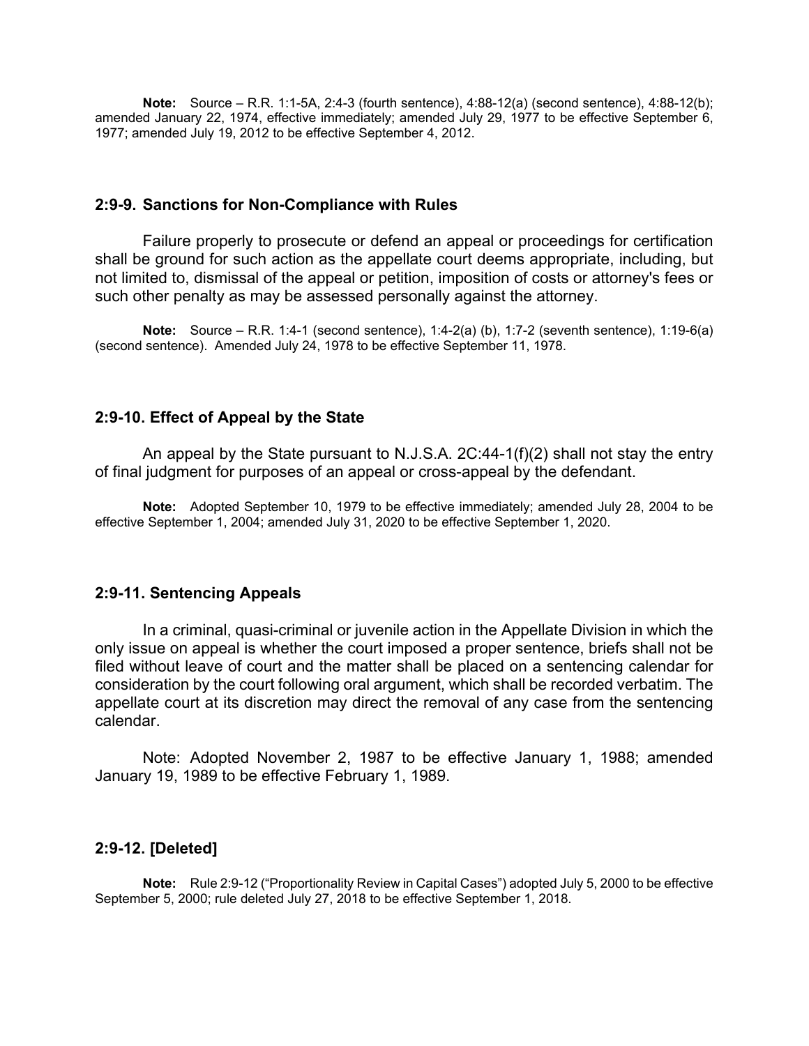**Note:** Source – R.R. 1:1-5A, 2:4-3 (fourth sentence), 4:88-12(a) (second sentence), 4:88-12(b); amended January 22, 1974, effective immediately; amended July 29, 1977 to be effective September 6, 1977; amended July 19, 2012 to be effective September 4, 2012.

### 2:9-9. Sanctions for Non-Compliance with Rules

Failure properly to prosecute or defend an appeal or proceedings for certification shall be ground for such action as the appellate court deems appropriate, including, but not limited to, dismissal of the appeal or petition, imposition of costs or attorney's fees or such other penalty as may be assessed personally against the attorney.

**Note:** Source – R.R. 1:4-1 (second sentence), 1:4-2(a) (b), 1:7-2 (seventh sentence), 1:19-6(a) (second sentence). Amended July 24, 1978 to be effective September 11, 1978.

### 2:9-10. Effect of Appeal by the State

An appeal by the State pursuant to N.J.S.A. 2C:44-1(f)(2) shall not stay the entry of final judgment for purposes of an appeal or cross-appeal by the defendant.

**Note:** Adopted September 10, 1979 to be effective immediately; amended July 28, 2004 to be effective September 1, 2004; amended July 31, 2020 to be effective September 1, 2020.

### 2:9-11. Sentencing Appeals

In a criminal, quasi-criminal or juvenile action in the Appellate Division in which the only issue on appeal is whether the court imposed a proper sentence, briefs shall not be filed without leave of court and the matter shall be placed on a sentencing calendar for consideration by the court following oral argument, which shall be recorded verbatim. The appellate court at its discretion may direct the removal of any case from the sentencing calendar.

Note: Adopted November 2, 1987 to be effective January 1, 1988; amended January 19, 1989 to be effective February 1, 1989.

### 2:9-12. [Deleted]

**Note:** Rule 2:9-12 ("Proportionality Review in Capital Cases") adopted July 5, 2000 to be effective September 5, 2000; rule deleted July 27, 2018 to be effective September 1, 2018.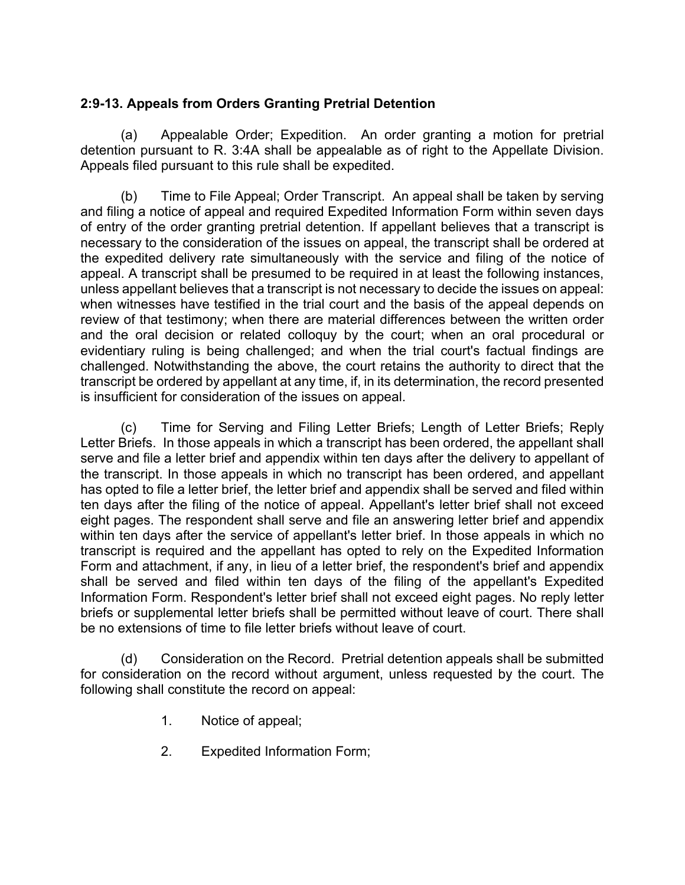**2:9-13. Appeals from Orders Granting Pretrial Detention**

(a) Appealable Order; Expedition. An order granting a motion for pretrial detention pursuant to R. 3:4A shall be appealable as of right to the Appellate Division. Appeals filed pursuant to this rule shall be expedited.

(b) Time to File Appeal; Order Transcript. An appeal shall be taken by serving and filing a notice of appeal and required Expedited Information Form within seven days of entry of the order granting pretrial detention. If appellant believes that a transcript is necessary to the consideration of the issues on appeal, the transcript shall be ordered at the expedited delivery rate simultaneously with the service and filing of the notice of appeal. A transcript shall be presumed to be required in at least the following instances, unless appellant believes that a transcript is not necessary to decide the issues on appeal: when witnesses have testified in the trial court and the basis of the appeal depends on review of that testimony; when there are material differences between the written order and the oral decision or related colloquy by the court; when an oral procedural or evidentiary ruling is being challenged; and when the trial court's factual findings are challenged. Notwithstanding the above, the court retains the authority to direct that the transcript be ordered by appellant at any time, if, in its determination, the record presented is insufficient for consideration of the issues on appeal.

(c) Time for Serving and Filing Letter Briefs; Length of Letter Briefs; Reply Letter Briefs. In those appeals in which a transcript has been ordered, the appellant shall serve and file a letter brief and appendix within ten days after the delivery to appellant of the transcript. In those appeals in which no transcript has been ordered, and appellant has opted to file a letter brief, the letter brief and appendix shall be served and filed within ten days after the filing of the notice of appeal. Appellant's letter brief shall not exceed eight pages. The respondent shall serve and file an answering letter brief and appendix within ten days after the service of appellant's letter brief. In those appeals in which no transcript is required and the appellant has opted to rely on the Expedited Information Form and attachment, if any, in lieu of a letter brief, the respondent's brief and appendix shall be served and filed within ten days of the filing of the appellant's Expedited Information Form. Respondent's letter brief shall not exceed eight pages. No reply letter briefs or supplemental letter briefs shall be permitted without leave of court. There shall be no extensions of time to file letter briefs without leave of court.

(d) Consideration on the Record. Pretrial detention appeals shall be submitted for consideration on the record without argument, unless requested by the court. The following shall constitute the record on appeal:

1. Notice of appeal;
2. Expedited Information Form;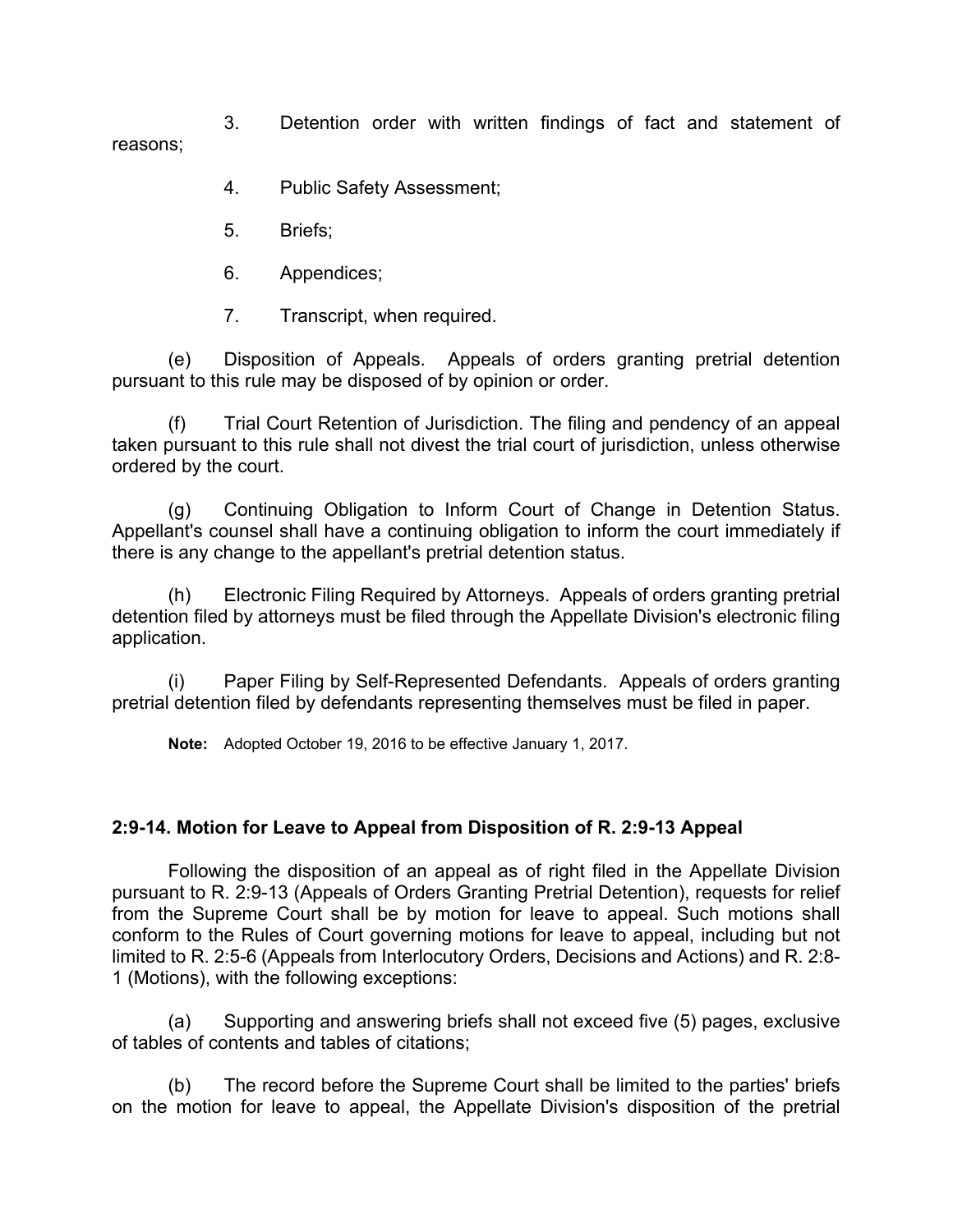3. Detention order with written findings of fact and statement of reasons;

4. Public Safety Assessment;

5. Briefs;

6. Appendices;

7. Transcript, when required.

(e) Disposition of Appeals. Appeals of orders granting pretrial detention pursuant to this rule may be disposed of by opinion or order.

(f) Trial Court Retention of Jurisdiction. The filing and pendency of an appeal taken pursuant to this rule shall not divest the trial court of jurisdiction, unless otherwise ordered by the court.

(g) Continuing Obligation to Inform Court of Change in Detention Status. Appellant's counsel shall have a continuing obligation to inform the court immediately if there is any change to the appellant's pretrial detention status.

(h) Electronic Filing Required by Attorneys. Appeals of orders granting pretrial detention filed by attorneys must be filed through the Appellate Division's electronic filing application.

(i) Paper Filing by Self-Represented Defendants. Appeals of orders granting pretrial detention filed by defendants representing themselves must be filed in paper.

**Note:** Adopted October 19, 2016 to be effective January 1, 2017.

### 2:9-14. Motion for Leave to Appeal from Disposition of R. 2:9-13 Appeal

Following the disposition of an appeal as of right filed in the Appellate Division pursuant to R. 2:9-13 (Appeals of Orders Granting Pretrial Detention), requests for relief from the Supreme Court shall be by motion for leave to appeal. Such motions shall conform to the Rules of Court governing motions for leave to appeal, including but not limited to R. 2:5-6 (Appeals from Interlocutory Orders, Decisions and Actions) and R. 2:8-1 (Motions), with the following exceptions:

(a) Supporting and answering briefs shall not exceed five (5) pages, exclusive of tables of contents and tables of citations;

(b) The record before the Supreme Court shall be limited to the parties' briefs on the motion for leave to appeal, the Appellate Division's disposition of the pretrial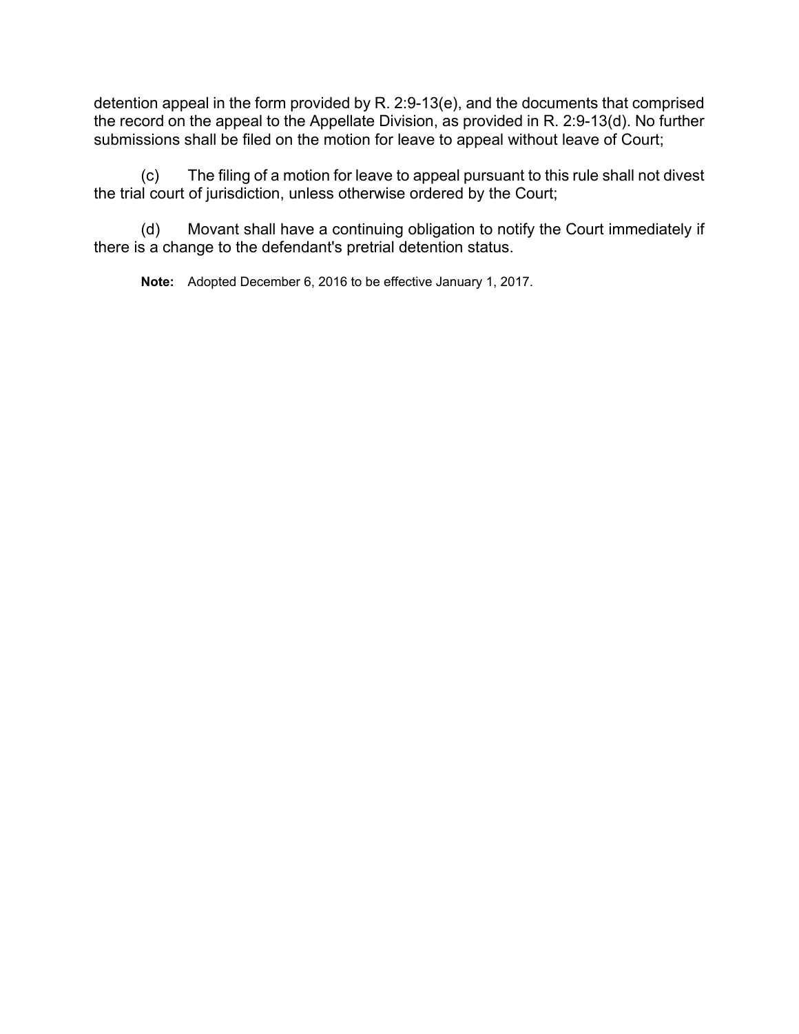detention appeal in the form provided by R. 2:9-13(e), and the documents that comprised the record on the appeal to the Appellate Division, as provided in R. 2:9-13(d). No further submissions shall be filed on the motion for leave to appeal without leave of Court;

(c) The filing of a motion for leave to appeal pursuant to this rule shall not divest the trial court of jurisdiction, unless otherwise ordered by the Court;

(d) Movant shall have a continuing obligation to notify the Court immediately if there is a change to the defendant's pretrial detention status.

**Note:** Adopted December 6, 2016 to be effective January 1, 2017.